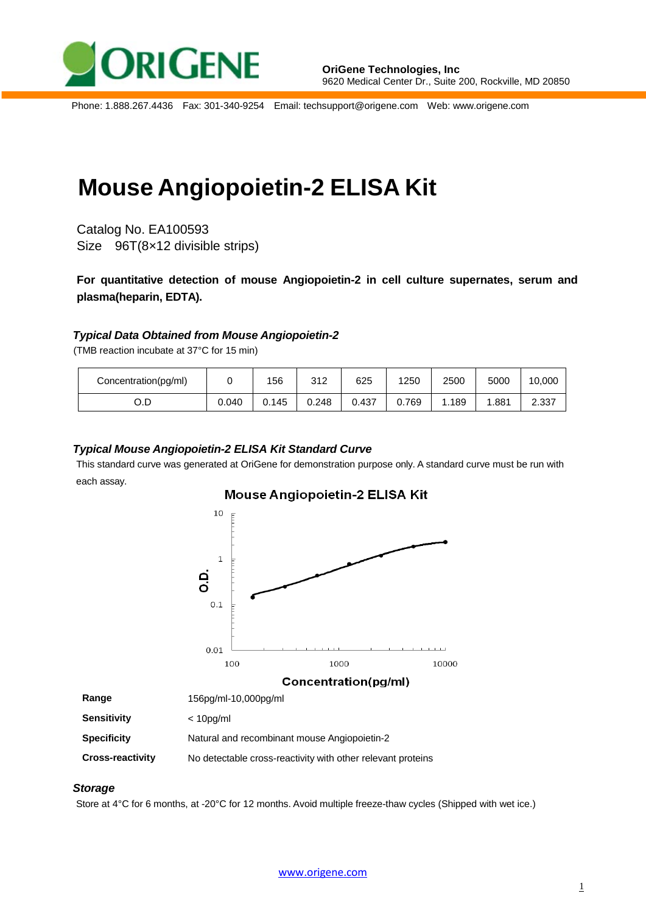OriGene Technologies, Inc
9620 Medical Center Dr., Suite 200, Rockville, MD 20850

Phone: 1.888.267.4436   Fax: 301-340-9254   Email: techsupport@origene.com   Web: www.origene.com

# Mouse Angiopoietin-2 ELISA Kit

Catalog No. EA100593
Size  96T(8×12 divisible strips)

**For quantitative detection of mouse Angiopoietin-2 in cell culture supernates, serum and plasma(heparin, EDTA).**

### *Typical Data Obtained from Mouse Angiopoietin-2*

(TMB reaction incubate at 37°C for 15 min)

| Concentration(pg/ml) | 0 | 156 | 312 | 625 | 1250 | 2500 | 5000 | 10,000 |
|---|---|---|---|---|---|---|---|---|
| O.D | 0.040 | 0.145 | 0.248 | 0.437 | 0.769 | 1.189 | 1.881 | 2.337 |

### *Typical Mouse Angiopoietin-2 ELISA Kit Standard Curve*

This standard curve was generated at OriGene for demonstration purpose only. A standard curve must be run with each assay.

| | |
|---|---|
| **Range** | 156pg/ml-10,000pg/ml |
| **Sensitivity** | < 10pg/ml |
| **Specificity** | Natural and recombinant mouse Angiopoietin-2 |
| **Cross-reactivity** | No detectable cross-reactivity with other relevant proteins |

### *Storage*

Store at 4°C for 6 months, at -20°C for 12 months. Avoid multiple freeze-thaw cycles (Shipped with wet ice.)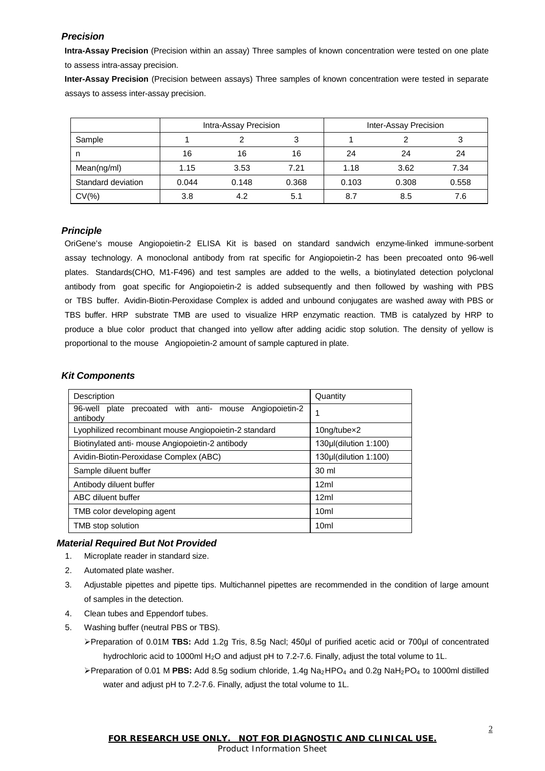### *Precision*

**Intra-Assay Precision** (Precision within an assay) Three samples of known concentration were tested on one plate to assess intra-assay precision.

**Inter-Assay Precision** (Precision between assays) Three samples of known concentration were tested in separate assays to assess inter-assay precision.

| | Intra-Assay Precision | | | Inter-Assay Precision | | |
|---|---|---|---|---|---|---|
| Sample | 1 | 2 | 3 | 1 | 2 | 3 |
| n | 16 | 16 | 16 | 24 | 24 | 24 |
| Mean(ng/ml) | 1.15 | 3.53 | 7.21 | 1.18 | 3.62 | 7.34 |
| Standard deviation | 0.044 | 0.148 | 0.368 | 0.103 | 0.308 | 0.558 |
| CV(%) | 3.8 | 4.2 | 5.1 | 8.7 | 8.5 | 7.6 |

### *Principle*

OriGene's mouse Angiopoietin-2 ELISA Kit is based on standard sandwich enzyme-linked immune-sorbent assay technology. A monoclonal antibody from rat specific for Angiopoietin-2 has been precoated onto 96-well plates. Standards(CHO, M1-F496) and test samples are added to the wells, a biotinylated detection polyclonal antibody from goat specific for Angiopoietin-2 is added subsequently and then followed by washing with PBS or TBS buffer. Avidin-Biotin-Peroxidase Complex is added and unbound conjugates are washed away with PBS or TBS buffer. HRP substrate TMB are used to visualize HRP enzymatic reaction. TMB is catalyzed by HRP to produce a blue color product that changed into yellow after adding acidic stop solution. The density of yellow is proportional to the mouse Angiopoietin-2 amount of sample captured in plate.

### *Kit Components*

| Description | Quantity |
|---|---|
| 96-well plate precoated with anti- mouse Angiopoietin-2 antibody | 1 |
| Lyophilized recombinant mouse Angiopoietin-2 standard | 10ng/tube×2 |
| Biotinylated anti- mouse Angiopoietin-2 antibody | 130μl(dilution 1:100) |
| Avidin-Biotin-Peroxidase Complex (ABC) | 130μl(dilution 1:100) |
| Sample diluent buffer | 30 ml |
| Antibody diluent buffer | 12ml |
| ABC diluent buffer | 12ml |
| TMB color developing agent | 10ml |
| TMB stop solution | 10ml |

### *Material Required But Not Provided*

1. Microplate reader in standard size.
2. Automated plate washer.
3. Adjustable pipettes and pipette tips. Multichannel pipettes are recommended in the condition of large amount of samples in the detection.
4. Clean tubes and Eppendorf tubes.
5. Washing buffer (neutral PBS or TBS).
   - Preparation of 0.01M **TBS:** Add 1.2g Tris, 8.5g Nacl; 450μl of purified acetic acid or 700μl of concentrated hydrochloric acid to 1000ml $H_2O$ and adjust pH to 7.2-7.6. Finally, adjust the total volume to 1L.
   - Preparation of 0.01 M **PBS:** Add 8.5g sodium chloride, 1.4g $Na_2HPO_4$ and 0.2g $NaH_2PO_4$ to 1000ml distilled water and adjust pH to 7.2-7.6. Finally, adjust the total volume to 1L.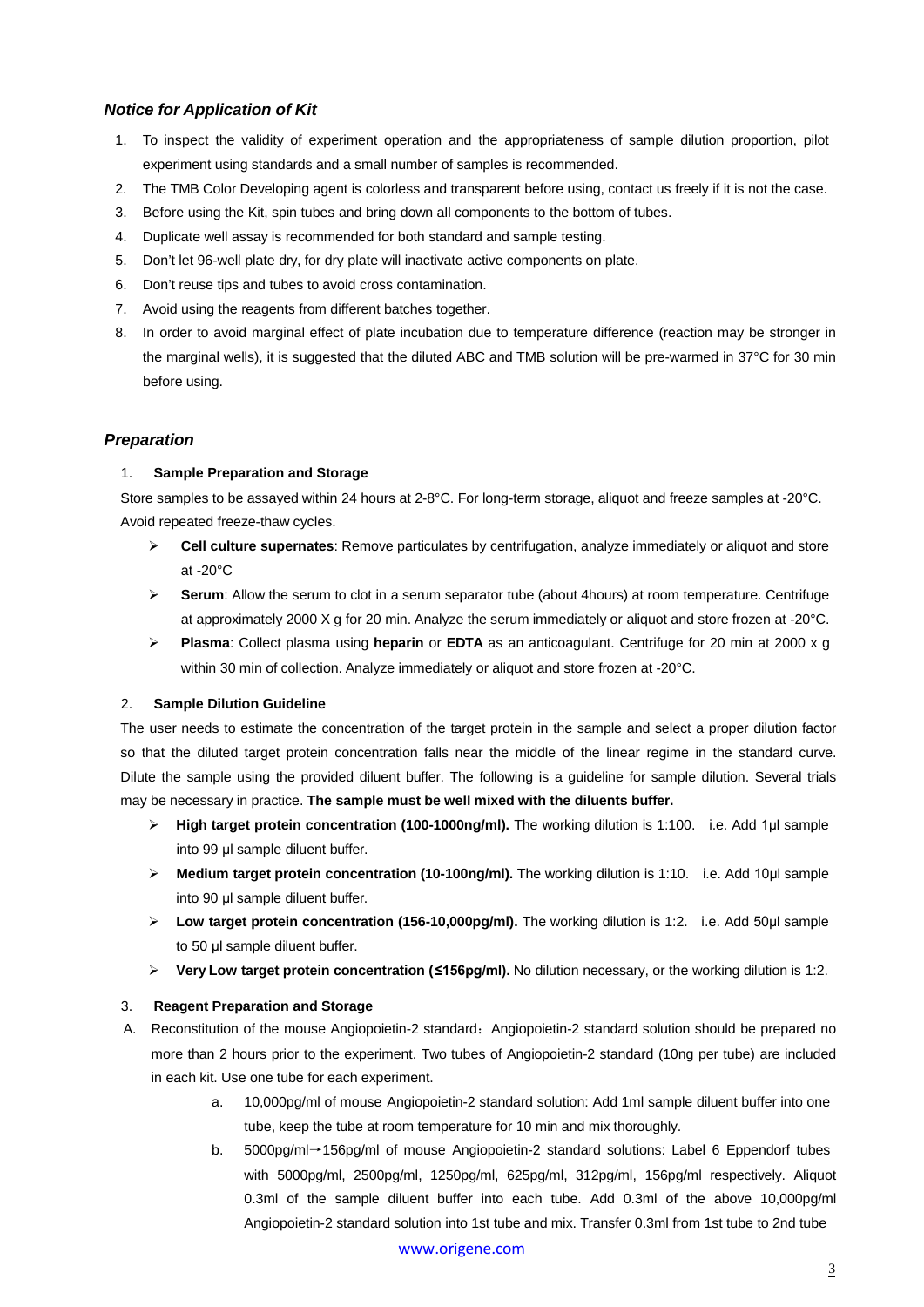## *Notice for Application of Kit*

1. To inspect the validity of experiment operation and the appropriateness of sample dilution proportion, pilot experiment using standards and a small number of samples is recommended.
2. The TMB Color Developing agent is colorless and transparent before using, contact us freely if it is not the case.
3. Before using the Kit, spin tubes and bring down all components to the bottom of tubes.
4. Duplicate well assay is recommended for both standard and sample testing.
5. Don't let 96-well plate dry, for dry plate will inactivate active components on plate.
6. Don't reuse tips and tubes to avoid cross contamination.
7. Avoid using the reagents from different batches together.
8. In order to avoid marginal effect of plate incubation due to temperature difference (reaction may be stronger in the marginal wells), it is suggested that the diluted ABC and TMB solution will be pre-warmed in 37°C for 30 min before using.

## *Preparation*

### 1. Sample Preparation and Storage

Store samples to be assayed within 24 hours at 2-8°C. For long-term storage, aliquot and freeze samples at -20°C. Avoid repeated freeze-thaw cycles.

- **Cell culture supernates**: Remove particulates by centrifugation, analyze immediately or aliquot and store at -20°C
- **Serum**: Allow the serum to clot in a serum separator tube (about 4hours) at room temperature. Centrifuge at approximately 2000 X g for 20 min. Analyze the serum immediately or aliquot and store frozen at -20°C.
- **Plasma**: Collect plasma using **heparin** or **EDTA** as an anticoagulant. Centrifuge for 20 min at 2000 x g within 30 min of collection. Analyze immediately or aliquot and store frozen at -20°C.

### 2. Sample Dilution Guideline

The user needs to estimate the concentration of the target protein in the sample and select a proper dilution factor so that the diluted target protein concentration falls near the middle of the linear regime in the standard curve. Dilute the sample using the provided diluent buffer. The following is a guideline for sample dilution. Several trials may be necessary in practice. **The sample must be well mixed with the diluents buffer.**

- **High target protein concentration (100-1000ng/ml).** The working dilution is 1:100. i.e. Add 1µl sample into 99 µl sample diluent buffer.
- **Medium target protein concentration (10-100ng/ml).** The working dilution is 1:10. i.e. Add 10µl sample into 90 µl sample diluent buffer.
- **Low target protein concentration (156-10,000pg/ml).** The working dilution is 1:2. i.e. Add 50µl sample to 50 µl sample diluent buffer.
- **Very Low target protein concentration (≤156pg/ml).** No dilution necessary, or the working dilution is 1:2.

### 3. Reagent Preparation and Storage

A. Reconstitution of the mouse Angiopoietin-2 standard：Angiopoietin-2 standard solution should be prepared no more than 2 hours prior to the experiment. Two tubes of Angiopoietin-2 standard (10ng per tube) are included in each kit. Use one tube for each experiment.

   a. 10,000pg/ml of mouse Angiopoietin-2 standard solution: Add 1ml sample diluent buffer into one tube, keep the tube at room temperature for 10 min and mix thoroughly.

   b. 5000pg/ml→156pg/ml of mouse Angiopoietin-2 standard solutions: Label 6 Eppendorf tubes with 5000pg/ml, 2500pg/ml, 1250pg/ml, 625pg/ml, 312pg/ml, 156pg/ml respectively. Aliquot 0.3ml of the sample diluent buffer into each tube. Add 0.3ml of the above 10,000pg/ml Angiopoietin-2 standard solution into 1st tube and mix. Transfer 0.3ml from 1st tube to 2nd tube

www.origene.com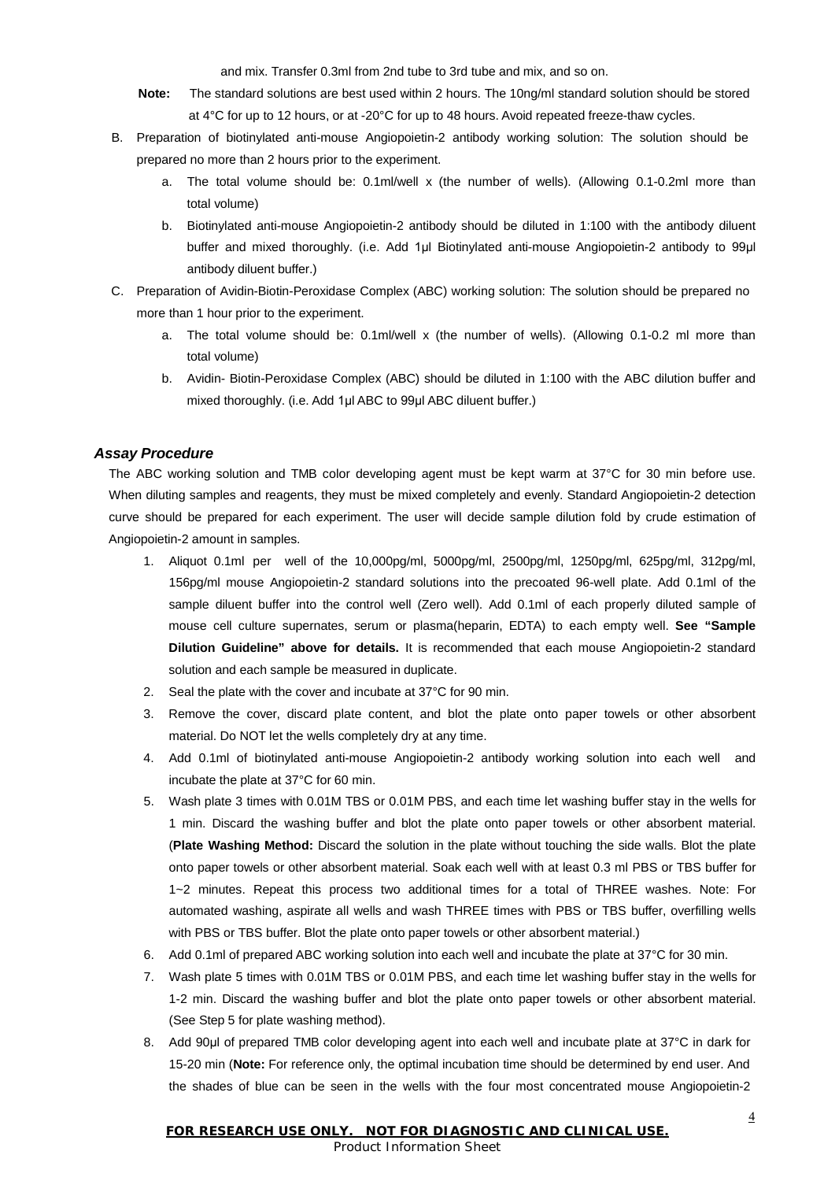and mix. Transfer 0.3ml from 2nd tube to 3rd tube and mix, and so on.

**Note:** The standard solutions are best used within 2 hours. The 10ng/ml standard solution should be stored at 4°C for up to 12 hours, or at -20°C for up to 48 hours. Avoid repeated freeze-thaw cycles.

B. Preparation of biotinylated anti-mouse Angiopoietin-2 antibody working solution: The solution should be prepared no more than 2 hours prior to the experiment.

   a. The total volume should be: 0.1ml/well x (the number of wells). (Allowing 0.1-0.2ml more than total volume)

   b. Biotinylated anti-mouse Angiopoietin-2 antibody should be diluted in 1:100 with the antibody diluent buffer and mixed thoroughly. (i.e. Add 1μl Biotinylated anti-mouse Angiopoietin-2 antibody to 99μl antibody diluent buffer.)

C. Preparation of Avidin-Biotin-Peroxidase Complex (ABC) working solution: The solution should be prepared no more than 1 hour prior to the experiment.

   a. The total volume should be: 0.1ml/well x (the number of wells). (Allowing 0.1-0.2 ml more than total volume)

   b. Avidin- Biotin-Peroxidase Complex (ABC) should be diluted in 1:100 with the ABC dilution buffer and mixed thoroughly. (i.e. Add 1μl ABC to 99μl ABC diluent buffer.)

### *Assay Procedure*

The ABC working solution and TMB color developing agent must be kept warm at 37°C for 30 min before use. When diluting samples and reagents, they must be mixed completely and evenly. Standard Angiopoietin-2 detection curve should be prepared for each experiment. The user will decide sample dilution fold by crude estimation of Angiopoietin-2 amount in samples.

1. Aliquot 0.1ml per well of the 10,000pg/ml, 5000pg/ml, 2500pg/ml, 1250pg/ml, 625pg/ml, 312pg/ml, 156pg/ml mouse Angiopoietin-2 standard solutions into the precoated 96-well plate. Add 0.1ml of the sample diluent buffer into the control well (Zero well). Add 0.1ml of each properly diluted sample of mouse cell culture supernates, serum or plasma(heparin, EDTA) to each empty well. **See "Sample Dilution Guideline" above for details.** It is recommended that each mouse Angiopoietin-2 standard solution and each sample be measured in duplicate.
2. Seal the plate with the cover and incubate at 37°C for 90 min.
3. Remove the cover, discard plate content, and blot the plate onto paper towels or other absorbent material. Do NOT let the wells completely dry at any time.
4. Add 0.1ml of biotinylated anti-mouse Angiopoietin-2 antibody working solution into each well and incubate the plate at 37°C for 60 min.
5. Wash plate 3 times with 0.01M TBS or 0.01M PBS, and each time let washing buffer stay in the wells for 1 min. Discard the washing buffer and blot the plate onto paper towels or other absorbent material. (**Plate Washing Method:** Discard the solution in the plate without touching the side walls. Blot the plate onto paper towels or other absorbent material. Soak each well with at least 0.3 ml PBS or TBS buffer for 1~2 minutes. Repeat this process two additional times for a total of THREE washes. Note: For automated washing, aspirate all wells and wash THREE times with PBS or TBS buffer, overfilling wells with PBS or TBS buffer. Blot the plate onto paper towels or other absorbent material.)
6. Add 0.1ml of prepared ABC working solution into each well and incubate the plate at 37°C for 30 min.
7. Wash plate 5 times with 0.01M TBS or 0.01M PBS, and each time let washing buffer stay in the wells for 1-2 min. Discard the washing buffer and blot the plate onto paper towels or other absorbent material. (See Step 5 for plate washing method).
8. Add 90μl of prepared TMB color developing agent into each well and incubate plate at 37°C in dark for 15-20 min (**Note:** For reference only, the optimal incubation time should be determined by end user. And the shades of blue can be seen in the wells with the four most concentrated mouse Angiopoietin-2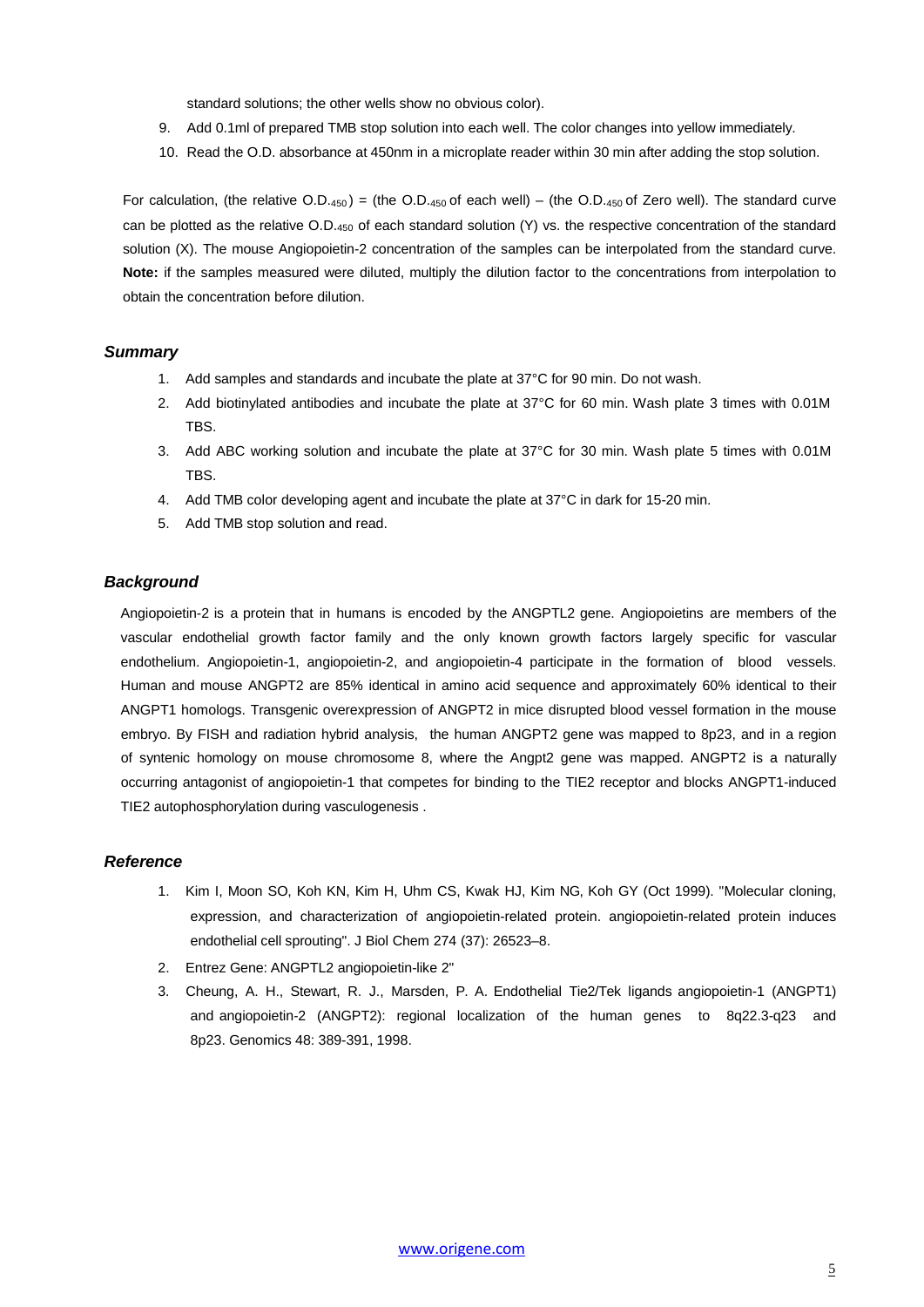standard solutions; the other wells show no obvious color).

9. Add 0.1ml of prepared TMB stop solution into each well. The color changes into yellow immediately.
10. Read the O.D. absorbance at 450nm in a microplate reader within 30 min after adding the stop solution.

For calculation, (the relative $O.D._{450}$) = (the $O.D._{450}$ of each well) – (the $O.D._{450}$ of Zero well). The standard curve can be plotted as the relative $O.D._{450}$ of each standard solution (Y) vs. the respective concentration of the standard solution (X). The mouse Angiopoietin-2 concentration of the samples can be interpolated from the standard curve. **Note:** if the samples measured were diluted, multiply the dilution factor to the concentrations from interpolation to obtain the concentration before dilution.

## *Summary*

1. Add samples and standards and incubate the plate at 37°C for 90 min. Do not wash.
2. Add biotinylated antibodies and incubate the plate at 37°C for 60 min. Wash plate 3 times with 0.01M TBS.
3. Add ABC working solution and incubate the plate at 37°C for 30 min. Wash plate 5 times with 0.01M TBS.
4. Add TMB color developing agent and incubate the plate at 37°C in dark for 15-20 min.
5. Add TMB stop solution and read.

## *Background*

Angiopoietin-2 is a protein that in humans is encoded by the ANGPTL2 gene. Angiopoietins are members of the vascular endothelial growth factor family and the only known growth factors largely specific for vascular endothelium. Angiopoietin-1, angiopoietin-2, and angiopoietin-4 participate in the formation of blood vessels. Human and mouse ANGPT2 are 85% identical in amino acid sequence and approximately 60% identical to their ANGPT1 homologs. Transgenic overexpression of ANGPT2 in mice disrupted blood vessel formation in the mouse embryo. By FISH and radiation hybrid analysis, the human ANGPT2 gene was mapped to 8p23, and in a region of syntenic homology on mouse chromosome 8, where the Angpt2 gene was mapped. ANGPT2 is a naturally occurring antagonist of angiopoietin-1 that competes for binding to the TIE2 receptor and blocks ANGPT1-induced TIE2 autophosphorylation during vasculogenesis .

## *Reference*

1. Kim I, Moon SO, Koh KN, Kim H, Uhm CS, Kwak HJ, Kim NG, Koh GY (Oct 1999). "Molecular cloning, expression, and characterization of angiopoietin-related protein. angiopoietin-related protein induces endothelial cell sprouting". J Biol Chem 274 (37): 26523–8.
2. Entrez Gene: ANGPTL2 angiopoietin-like 2"
3. Cheung, A. H., Stewart, R. J., Marsden, P. A. Endothelial Tie2/Tek ligands angiopoietin-1 (ANGPT1) and angiopoietin-2 (ANGPT2): regional localization of the human genes to 8q22.3-q23 and 8p23. Genomics 48: 389-391, 1998.

www.origene.com